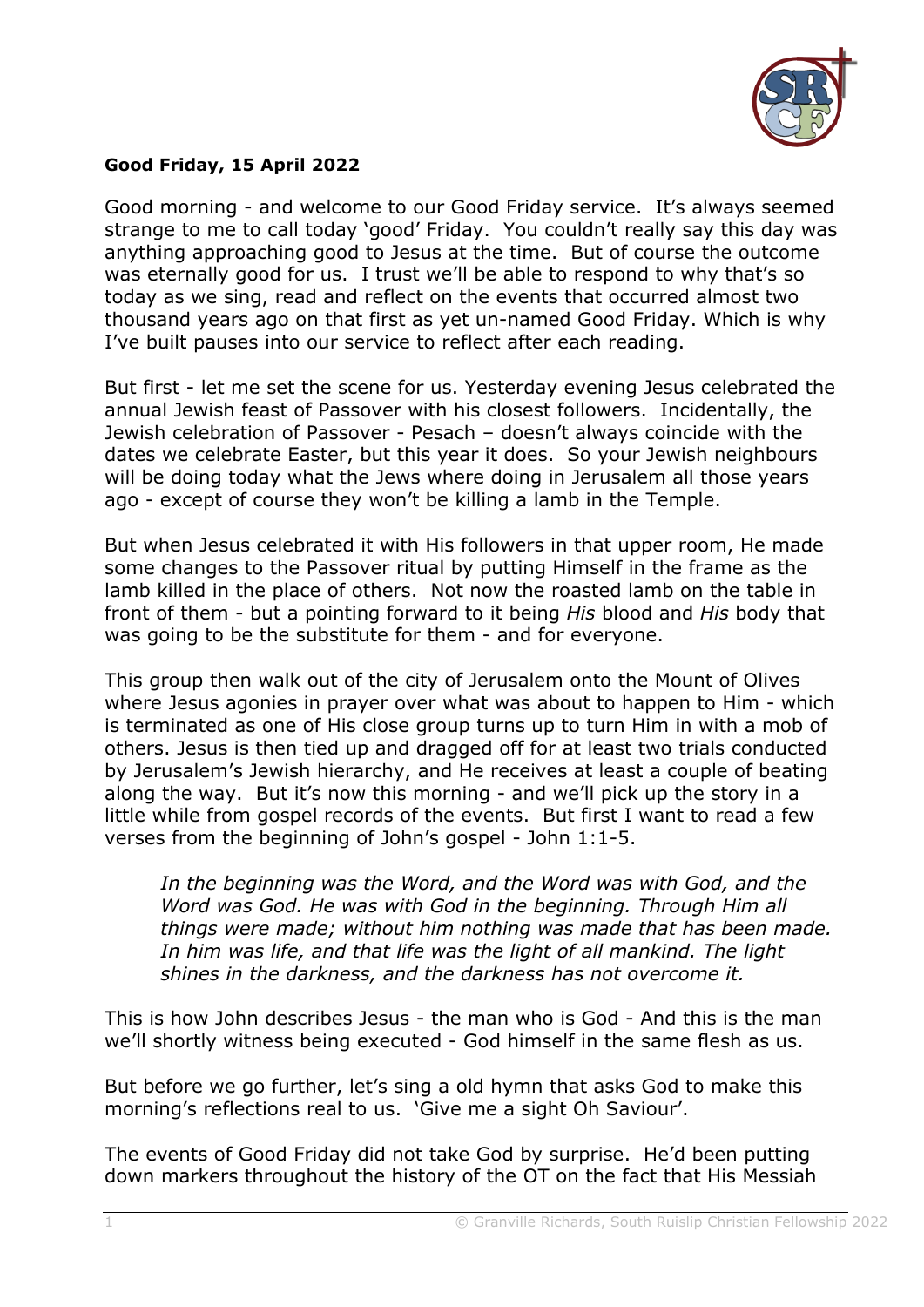**Good Friday, 15 April 2022**

Good morning - and welcome to our Good Friday service. It's always seemed strange to me to call today 'good' Friday. You couldn't really say this day was anything approaching good to Jesus at the time. But of course the outcome was eternally good for us. I trust we'll be able to respond to why that's so today as we sing, read and reflect on the events that occurred almost two thousand years ago on that first as yet un-named Good Friday. Which is why I've built pauses into our service to reflect after each reading.

But first - let me set the scene for us. Yesterday evening Jesus celebrated the annual Jewish feast of Passover with his closest followers. Incidentally, the Jewish celebration of Passover - Pesach – doesn't always coincide with the dates we celebrate Easter, but this year it does. So your Jewish neighbours will be doing today what the Jews where doing in Jerusalem all those years ago - except of course they won't be killing a lamb in the Temple.

But when Jesus celebrated it with His followers in that upper room, He made some changes to the Passover ritual by putting Himself in the frame as the lamb killed in the place of others. Not now the roasted lamb on the table in front of them - but a pointing forward to it being *His* blood and *His* body that was going to be the substitute for them - and for everyone.

This group then walk out of the city of Jerusalem onto the Mount of Olives where Jesus agonies in prayer over what was about to happen to Him - which is terminated as one of His close group turns up to turn Him in with a mob of others. Jesus is then tied up and dragged off for at least two trials conducted by Jerusalem's Jewish hierarchy, and He receives at least a couple of beating along the way. But it's now this morning - and we'll pick up the story in a little while from gospel records of the events. But first I want to read a few verses from the beginning of John's gospel - John 1:1-5.

> *In the beginning was the Word, and the Word was with God, and the Word was God. He was with God in the beginning. Through Him all things were made; without him nothing was made that has been made. In him was life, and that life was the light of all mankind. The light shines in the darkness, and the darkness has not overcome it.*

This is how John describes Jesus - the man who is God - And this is the man we'll shortly witness being executed - God himself in the same flesh as us.

But before we go further, let's sing a old hymn that asks God to make this morning's reflections real to us. 'Give me a sight Oh Saviour'.

The events of Good Friday did not take God by surprise. He'd been putting down markers throughout the history of the OT on the fact that His Messiah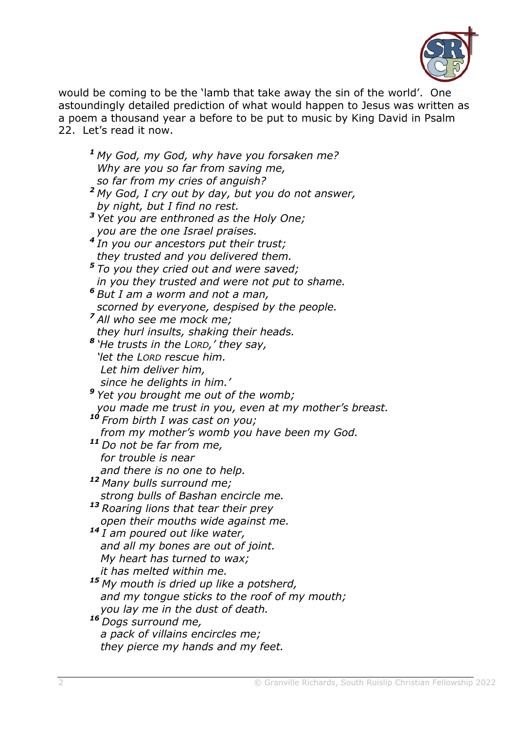would be coming to be the 'lamb that take away the sin of the world'. One astoundingly detailed prediction of what would happen to Jesus was written as a poem a thousand year a before to be put to music by King David in Psalm 22. Let's read it now.

> [1] *My God, my God, why have you forsaken me?*
> *Why are you so far from saving me,*
> *so far from my cries of anguish?*
> [2] *My God, I cry out by day, but you do not answer,*
> *by night, but I find no rest.*
> [3] *Yet you are enthroned as the Holy One;*
> *you are the one Israel praises.*
> [4] *In you our ancestors put their trust;*
> *they trusted and you delivered them.*
> [5] *To you they cried out and were saved;*
> *in you they trusted and were not put to shame.*
> [6] *But I am a worm and not a man,*
> *scorned by everyone, despised by the people.*
> [7] *All who see me mock me;*
> *they hurl insults, shaking their heads.*
> [8] *'He trusts in the LORD,' they say,*
> *'let the LORD rescue him.*
> *Let him deliver him,*
> *since he delights in him.'*
> [9] *Yet you brought me out of the womb;*
> *you made me trust in you, even at my mother's breast.*
> [10] *From birth I was cast on you;*
> *from my mother's womb you have been my God.*
> [11] *Do not be far from me,*
> *for trouble is near*
> *and there is no one to help.*
> [12] *Many bulls surround me;*
> *strong bulls of Bashan encircle me.*
> [13] *Roaring lions that tear their prey*
> *open their mouths wide against me.*
> [14] *I am poured out like water,*
> *and all my bones are out of joint.*
> *My heart has turned to wax;*
> *it has melted within me.*
> [15] *My mouth is dried up like a potsherd,*
> *and my tongue sticks to the roof of my mouth;*
> *you lay me in the dust of death.*
> [16] *Dogs surround me,*
> *a pack of villains encircles me;*
> *they pierce my hands and my feet.*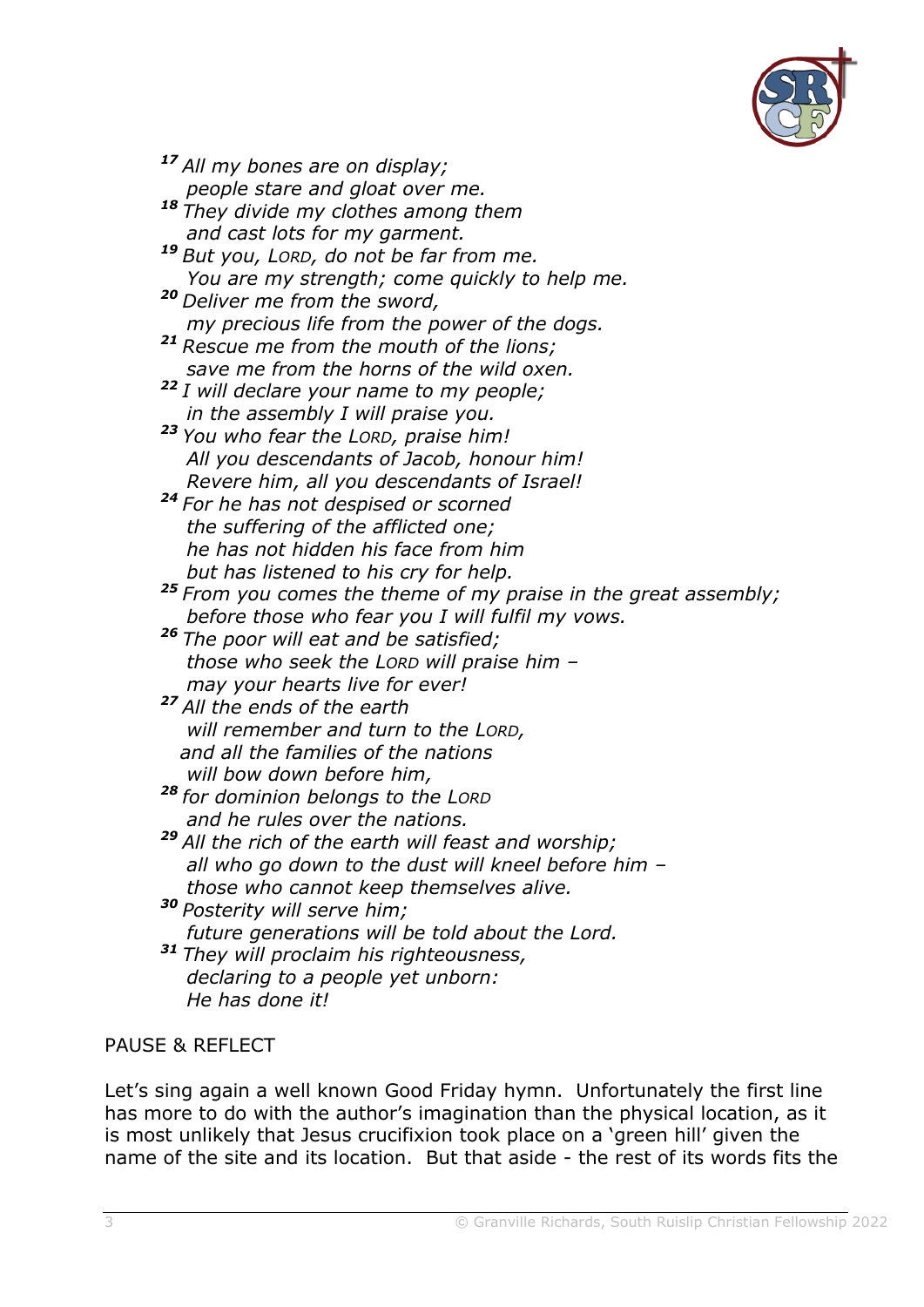*[17] All my bones are on display;*
*people stare and gloat over me.*
*[18] They divide my clothes among them*
*and cast lots for my garment.*
*[19] But you, LORD, do not be far from me.*
*You are my strength; come quickly to help me.*
*[20] Deliver me from the sword,*
*my precious life from the power of the dogs.*
*[21] Rescue me from the mouth of the lions;*
*save me from the horns of the wild oxen.*
*[22] I will declare your name to my people;*
*in the assembly I will praise you.*
*[23] You who fear the LORD, praise him!*
*All you descendants of Jacob, honour him!*
*Revere him, all you descendants of Israel!*
*[24] For he has not despised or scorned*
*the suffering of the afflicted one;*
*he has not hidden his face from him*
*but has listened to his cry for help.*
*[25] From you comes the theme of my praise in the great assembly;*
*before those who fear you I will fulfil my vows.*
*[26] The poor will eat and be satisfied;*
*those who seek the LORD will praise him –*
*may your hearts live for ever!*
*[27] All the ends of the earth*
*will remember and turn to the LORD,*
*and all the families of the nations*
*will bow down before him,*
*[28] for dominion belongs to the LORD*
*and he rules over the nations.*
*[29] All the rich of the earth will feast and worship;*
*all who go down to the dust will kneel before him –*
*those who cannot keep themselves alive.*
*[30] Posterity will serve him;*
*future generations will be told about the Lord.*
*[31] They will proclaim his righteousness,*
*declaring to a people yet unborn:*
*He has done it!*

PAUSE & REFLECT

Let's sing again a well known Good Friday hymn. Unfortunately the first line has more to do with the author's imagination than the physical location, as it is most unlikely that Jesus crucifixion took place on a 'green hill' given the name of the site and its location. But that aside - the rest of its words fits the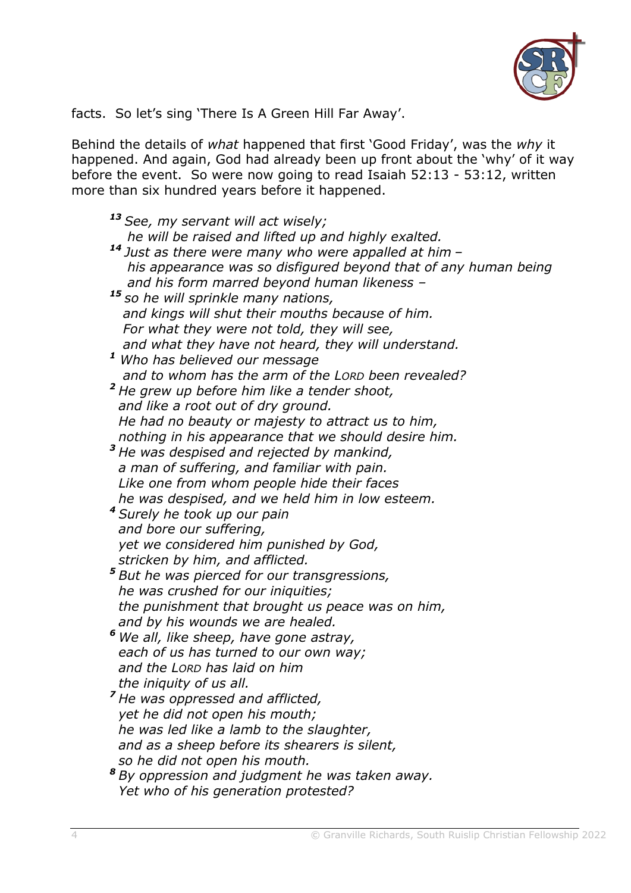facts. So let's sing 'There Is A Green Hill Far Away'.

Behind the details of *what* happened that first 'Good Friday', was the *why* it happened. And again, God had already been up front about the 'why' of it way before the event. So were now going to read Isaiah 52:13 - 53:12, written more than six hundred years before it happened.

> ***13*** *See, my servant will act wisely;*
> *he will be raised and lifted up and highly exalted.*
> ***14*** *Just as there were many who were appalled at him –*
> *his appearance was so disfigured beyond that of any human being*
> *and his form marred beyond human likeness –*
> ***15*** *so he will sprinkle many nations,*
> *and kings will shut their mouths because of him.*
> *For what they were not told, they will see,*
> *and what they have not heard, they will understand.*
> ***1*** *Who has believed our message*
> *and to whom has the arm of the LORD been revealed?*
> ***2*** *He grew up before him like a tender shoot,*
> *and like a root out of dry ground.*
> *He had no beauty or majesty to attract us to him,*
> *nothing in his appearance that we should desire him.*
> ***3*** *He was despised and rejected by mankind,*
> *a man of suffering, and familiar with pain.*
> *Like one from whom people hide their faces*
> *he was despised, and we held him in low esteem.*
> ***4*** *Surely he took up our pain*
> *and bore our suffering,*
> *yet we considered him punished by God,*
> *stricken by him, and afflicted.*
> ***5*** *But he was pierced for our transgressions,*
> *he was crushed for our iniquities;*
> *the punishment that brought us peace was on him,*
> *and by his wounds we are healed.*
> ***6*** *We all, like sheep, have gone astray,*
> *each of us has turned to our own way;*
> *and the LORD has laid on him*
> *the iniquity of us all.*
> ***7*** *He was oppressed and afflicted,*
> *yet he did not open his mouth;*
> *he was led like a lamb to the slaughter,*
> *and as a sheep before its shearers is silent,*
> *so he did not open his mouth.*
> ***8*** *By oppression and judgment he was taken away.*
> *Yet who of his generation protested?*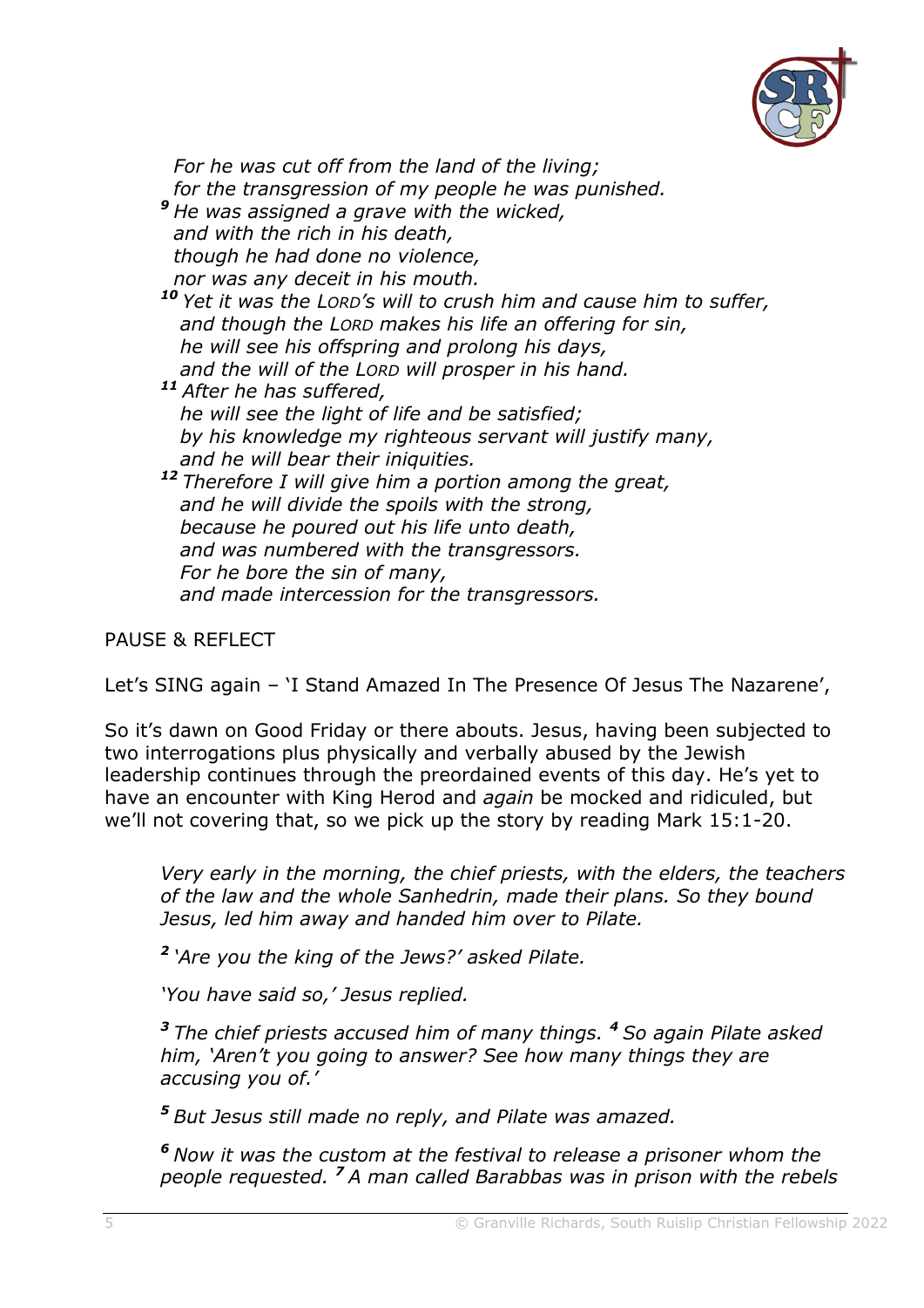*For he was cut off from the land of the living;*
*for the transgression of my people he was punished.*
***9*** *He was assigned a grave with the wicked,*
*and with the rich in his death,*
*though he had done no violence,*
*nor was any deceit in his mouth.*
***10*** *Yet it was the LORD's will to crush him and cause him to suffer,*
*and though the LORD makes his life an offering for sin,*
*he will see his offspring and prolong his days,*
*and the will of the LORD will prosper in his hand.*
***11*** *After he has suffered,*
*he will see the light of life and be satisfied;*
*by his knowledge my righteous servant will justify many,*
*and he will bear their iniquities.*
***12*** *Therefore I will give him a portion among the great,*
*and he will divide the spoils with the strong,*
*because he poured out his life unto death,*
*and was numbered with the transgressors.*
*For he bore the sin of many,*
*and made intercession for the transgressors.*

PAUSE & REFLECT

Let's SING again – 'I Stand Amazed In The Presence Of Jesus The Nazarene',

So it's dawn on Good Friday or there abouts. Jesus, having been subjected to two interrogations plus physically and verbally abused by the Jewish leadership continues through the preordained events of this day. He's yet to have an encounter with King Herod and *again* be mocked and ridiculed, but we'll not covering that, so we pick up the story by reading Mark 15:1-20.

> *Very early in the morning, the chief priests, with the elders, the teachers of the law and the whole Sanhedrin, made their plans. So they bound Jesus, led him away and handed him over to Pilate.*
>
> ***2*** *'Are you the king of the Jews?' asked Pilate.*
>
> *'You have said so,' Jesus replied.*
>
> ***3*** *The chief priests accused him of many things.* ***4*** *So again Pilate asked him, 'Aren't you going to answer? See how many things they are accusing you of.'*
>
> ***5*** *But Jesus still made no reply, and Pilate was amazed.*
>
> ***6*** *Now it was the custom at the festival to release a prisoner whom the people requested.* ***7*** *A man called Barabbas was in prison with the rebels*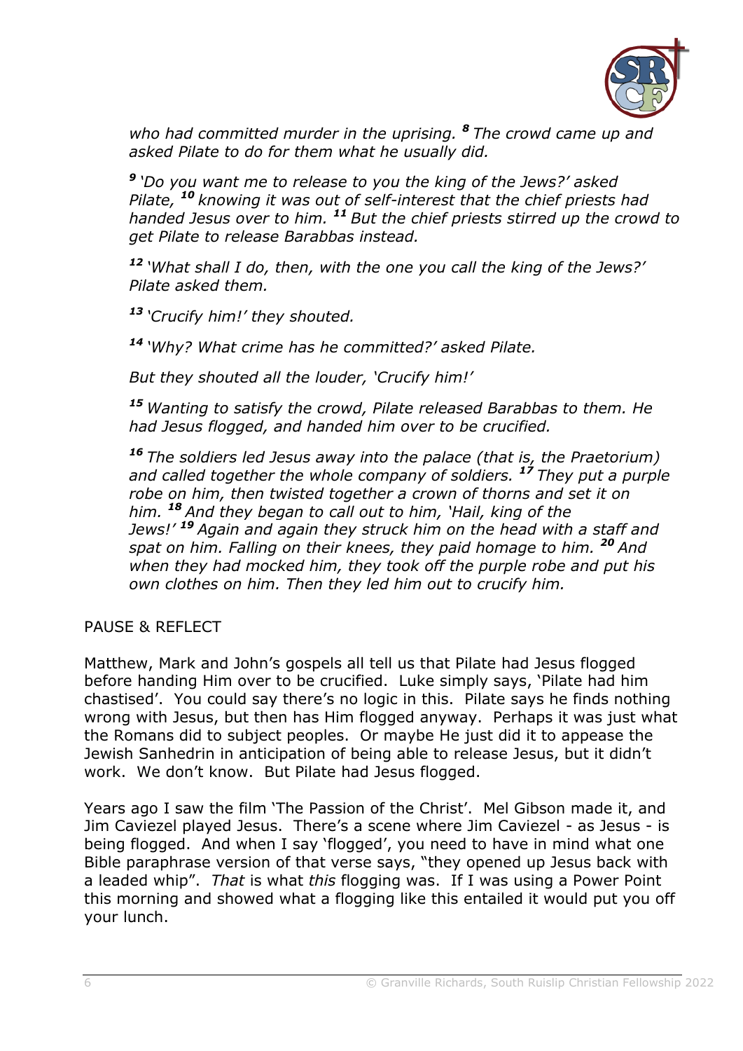*who had committed murder in the uprising.* ***8*** *The crowd came up and asked Pilate to do for them what he usually did.*

***9*** *'Do you want me to release to you the king of the Jews?' asked Pilate,* ***10*** *knowing it was out of self-interest that the chief priests had handed Jesus over to him.* ***11*** *But the chief priests stirred up the crowd to get Pilate to release Barabbas instead.*

***12*** *'What shall I do, then, with the one you call the king of the Jews?' Pilate asked them.*

***13*** *'Crucify him!' they shouted.*

***14*** *'Why? What crime has he committed?' asked Pilate.*

*But they shouted all the louder, 'Crucify him!'*

***15*** *Wanting to satisfy the crowd, Pilate released Barabbas to them. He had Jesus flogged, and handed him over to be crucified.*

***16*** *The soldiers led Jesus away into the palace (that is, the Praetorium) and called together the whole company of soldiers.* ***17*** *They put a purple robe on him, then twisted together a crown of thorns and set it on him.* ***18*** *And they began to call out to him, 'Hail, king of the Jews!'* ***19*** *Again and again they struck him on the head with a staff and spat on him. Falling on their knees, they paid homage to him.* ***20*** *And when they had mocked him, they took off the purple robe and put his own clothes on him. Then they led him out to crucify him.*

PAUSE & REFLECT

Matthew, Mark and John's gospels all tell us that Pilate had Jesus flogged before handing Him over to be crucified. Luke simply says, 'Pilate had him chastised'. You could say there's no logic in this. Pilate says he finds nothing wrong with Jesus, but then has Him flogged anyway. Perhaps it was just what the Romans did to subject peoples. Or maybe He just did it to appease the Jewish Sanhedrin in anticipation of being able to release Jesus, but it didn't work. We don't know. But Pilate had Jesus flogged.

Years ago I saw the film 'The Passion of the Christ'. Mel Gibson made it, and Jim Caviezel played Jesus. There's a scene where Jim Caviezel - as Jesus - is being flogged. And when I say 'flogged', you need to have in mind what one Bible paraphrase version of that verse says, "they opened up Jesus back with a leaded whip". *That* is what *this* flogging was. If I was using a Power Point this morning and showed what a flogging like this entailed it would put you off your lunch.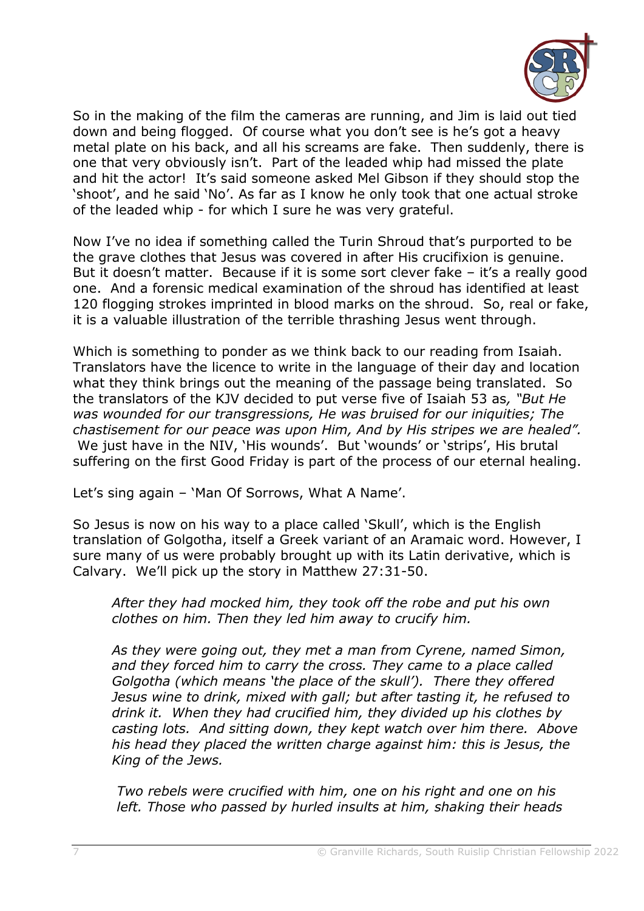So in the making of the film the cameras are running, and Jim is laid out tied down and being flogged. Of course what you don't see is he's got a heavy metal plate on his back, and all his screams are fake. Then suddenly, there is one that very obviously isn't. Part of the leaded whip had missed the plate and hit the actor! It's said someone asked Mel Gibson if they should stop the 'shoot', and he said 'No'. As far as I know he only took that one actual stroke of the leaded whip - for which I sure he was very grateful.

Now I've no idea if something called the Turin Shroud that's purported to be the grave clothes that Jesus was covered in after His crucifixion is genuine. But it doesn't matter. Because if it is some sort clever fake – it's a really good one. And a forensic medical examination of the shroud has identified at least 120 flogging strokes imprinted in blood marks on the shroud. So, real or fake, it is a valuable illustration of the terrible thrashing Jesus went through.

Which is something to ponder as we think back to our reading from Isaiah. Translators have the licence to write in the language of their day and location what they think brings out the meaning of the passage being translated. So the translators of the KJV decided to put verse five of Isaiah 53 as*, "But He was wounded for our transgressions, He was bruised for our iniquities; The chastisement for our peace was upon Him, And by His stripes we are healed".* We just have in the NIV, 'His wounds'. But 'wounds' or 'strips', His brutal suffering on the first Good Friday is part of the process of our eternal healing.

Let's sing again – 'Man Of Sorrows, What A Name'.

So Jesus is now on his way to a place called 'Skull', which is the English translation of Golgotha, itself a Greek variant of an Aramaic word. However, I sure many of us were probably brought up with its Latin derivative, which is Calvary. We'll pick up the story in Matthew 27:31-50.

> *After they had mocked him, they took off the robe and put his own clothes on him. Then they led him away to crucify him.*
>
> *As they were going out, they met a man from Cyrene, named Simon, and they forced him to carry the cross. They came to a place called Golgotha (which means 'the place of the skull'). There they offered Jesus wine to drink, mixed with gall; but after tasting it, he refused to drink it. When they had crucified him, they divided up his clothes by casting lots. And sitting down, they kept watch over him there. Above his head they placed the written charge against him: this is Jesus, the King of the Jews.*
>
> *Two rebels were crucified with him, one on his right and one on his left. Those who passed by hurled insults at him, shaking their heads*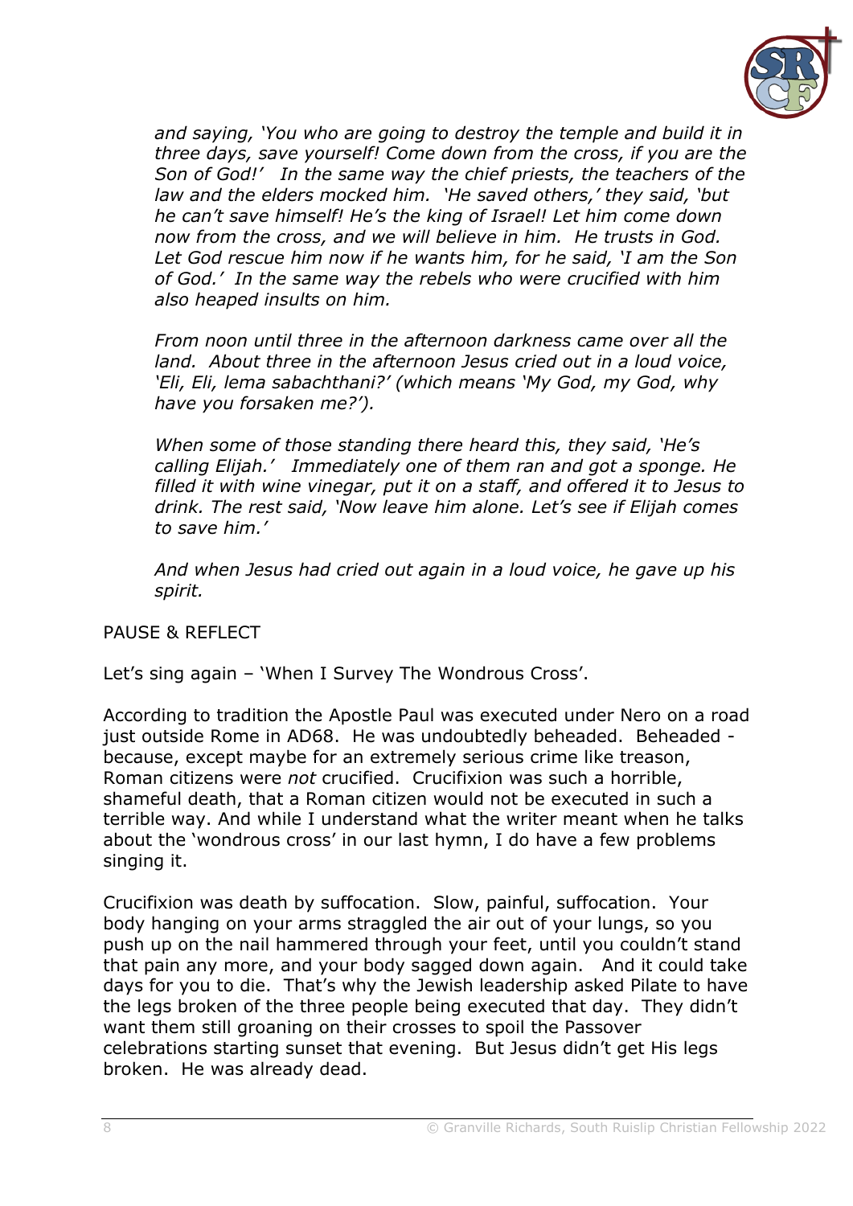*and saying, 'You who are going to destroy the temple and build it in three days, save yourself! Come down from the cross, if you are the Son of God!' In the same way the chief priests, the teachers of the law and the elders mocked him. 'He saved others,' they said, 'but he can't save himself! He's the king of Israel! Let him come down now from the cross, and we will believe in him. He trusts in God. Let God rescue him now if he wants him, for he said, 'I am the Son of God.' In the same way the rebels who were crucified with him also heaped insults on him.*

*From noon until three in the afternoon darkness came over all the land. About three in the afternoon Jesus cried out in a loud voice, 'Eli, Eli, lema sabachthani?' (which means 'My God, my God, why have you forsaken me?').*

*When some of those standing there heard this, they said, 'He's calling Elijah.' Immediately one of them ran and got a sponge. He filled it with wine vinegar, put it on a staff, and offered it to Jesus to drink. The rest said, 'Now leave him alone. Let's see if Elijah comes to save him.'*

*And when Jesus had cried out again in a loud voice, he gave up his spirit.*

PAUSE & REFLECT

Let's sing again – 'When I Survey The Wondrous Cross'.

According to tradition the Apostle Paul was executed under Nero on a road just outside Rome in AD68. He was undoubtedly beheaded. Beheaded - because, except maybe for an extremely serious crime like treason, Roman citizens were *not* crucified. Crucifixion was such a horrible, shameful death, that a Roman citizen would not be executed in such a terrible way. And while I understand what the writer meant when he talks about the 'wondrous cross' in our last hymn, I do have a few problems singing it.

Crucifixion was death by suffocation. Slow, painful, suffocation. Your body hanging on your arms straggled the air out of your lungs, so you push up on the nail hammered through your feet, until you couldn't stand that pain any more, and your body sagged down again. And it could take days for you to die. That's why the Jewish leadership asked Pilate to have the legs broken of the three people being executed that day. They didn't want them still groaning on their crosses to spoil the Passover celebrations starting sunset that evening. But Jesus didn't get His legs broken. He was already dead.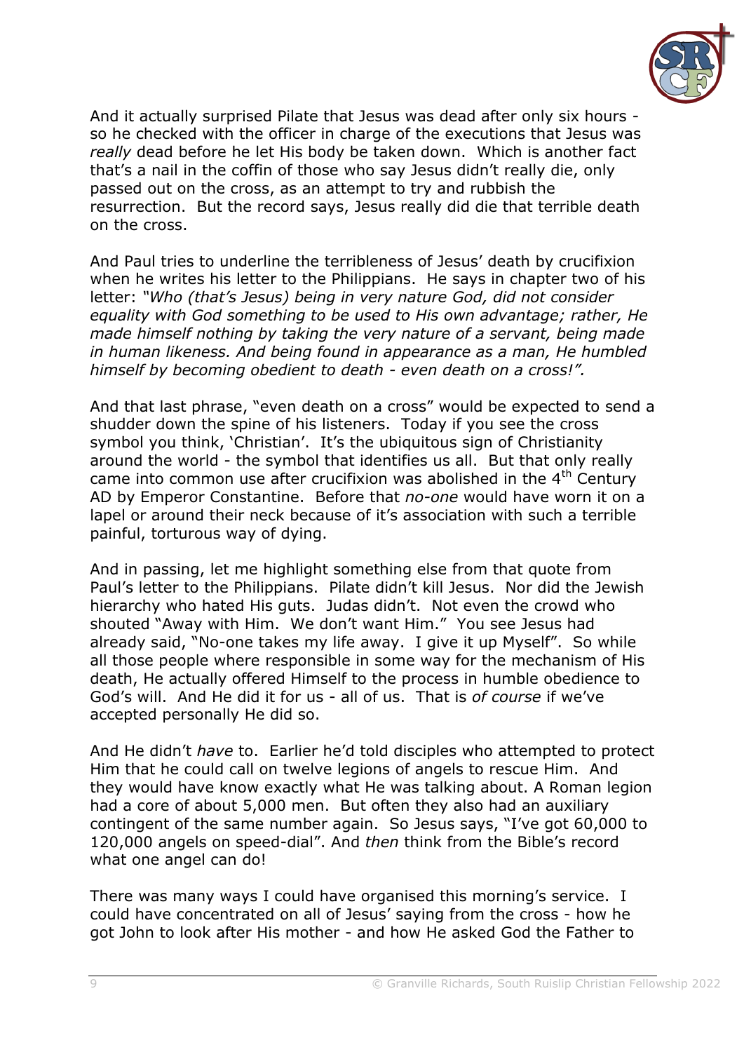And it actually surprised Pilate that Jesus was dead after only six hours - so he checked with the officer in charge of the executions that Jesus was *really* dead before he let His body be taken down. Which is another fact that's a nail in the coffin of those who say Jesus didn't really die, only passed out on the cross, as an attempt to try and rubbish the resurrection. But the record says, Jesus really did die that terrible death on the cross.

And Paul tries to underline the terribleness of Jesus' death by crucifixion when he writes his letter to the Philippians. He says in chapter two of his letter: *"Who (that's Jesus) being in very nature God, did not consider equality with God something to be used to His own advantage; rather, He made himself nothing by taking the very nature of a servant, being made in human likeness. And being found in appearance as a man, He humbled himself by becoming obedient to death - even death on a cross!".*

And that last phrase, "even death on a cross" would be expected to send a shudder down the spine of his listeners. Today if you see the cross symbol you think, 'Christian'. It's the ubiquitous sign of Christianity around the world - the symbol that identifies us all. But that only really came into common use after crucifixion was abolished in the 4th Century AD by Emperor Constantine. Before that *no-one* would have worn it on a lapel or around their neck because of it's association with such a terrible painful, torturous way of dying.

And in passing, let me highlight something else from that quote from Paul's letter to the Philippians. Pilate didn't kill Jesus. Nor did the Jewish hierarchy who hated His guts. Judas didn't. Not even the crowd who shouted "Away with Him. We don't want Him." You see Jesus had already said, "No-one takes my life away. I give it up Myself". So while all those people where responsible in some way for the mechanism of His death, He actually offered Himself to the process in humble obedience to God's will. And He did it for us - all of us. That is *of course* if we've accepted personally He did so.

And He didn't *have* to. Earlier he'd told disciples who attempted to protect Him that he could call on twelve legions of angels to rescue Him. And they would have know exactly what He was talking about. A Roman legion had a core of about 5,000 men. But often they also had an auxiliary contingent of the same number again. So Jesus says, "I've got 60,000 to 120,000 angels on speed-dial". And *then* think from the Bible's record what one angel can do!

There was many ways I could have organised this morning's service. I could have concentrated on all of Jesus' saying from the cross - how he got John to look after His mother - and how He asked God the Father to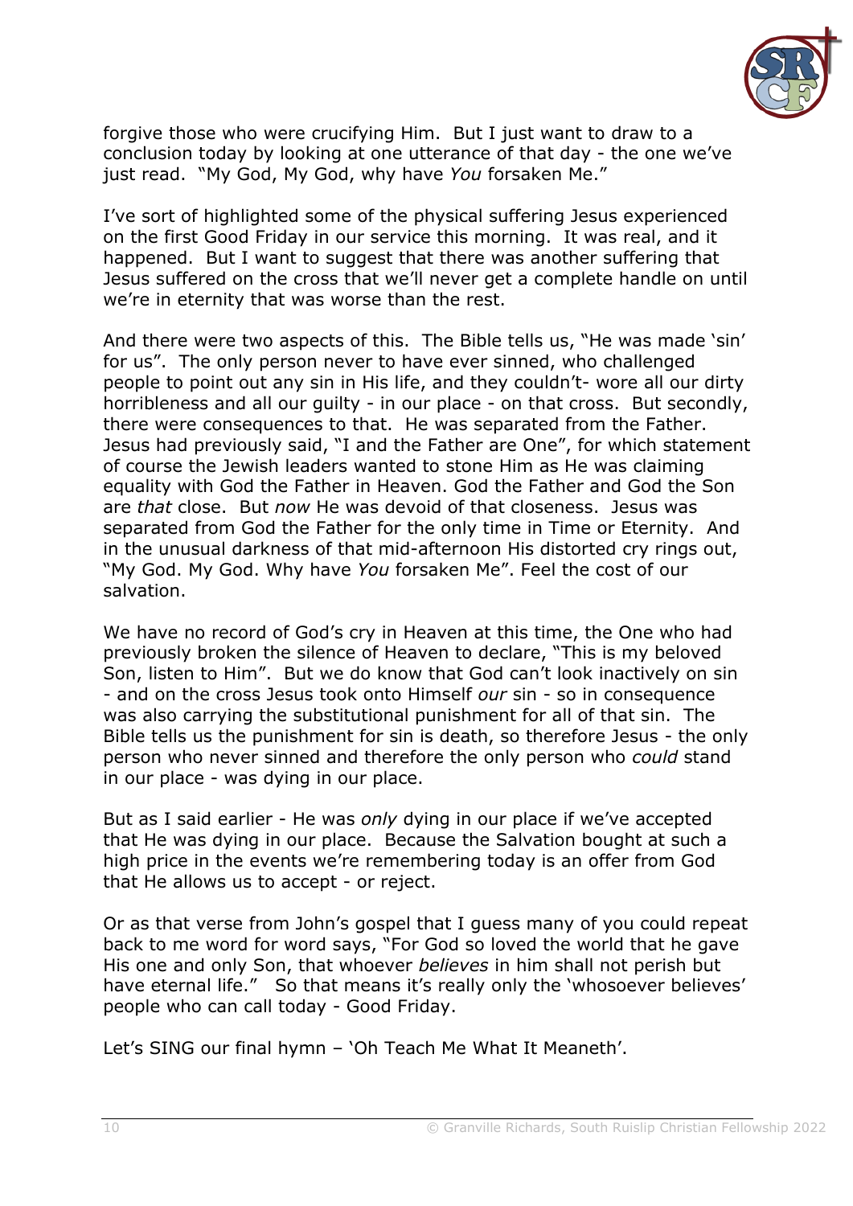forgive those who were crucifying Him. But I just want to draw to a conclusion today by looking at one utterance of that day - the one we've just read. "My God, My God, why have *You* forsaken Me."

I've sort of highlighted some of the physical suffering Jesus experienced on the first Good Friday in our service this morning. It was real, and it happened. But I want to suggest that there was another suffering that Jesus suffered on the cross that we'll never get a complete handle on until we're in eternity that was worse than the rest.

And there were two aspects of this. The Bible tells us, "He was made 'sin' for us". The only person never to have ever sinned, who challenged people to point out any sin in His life, and they couldn't- wore all our dirty horribleness and all our guilty - in our place - on that cross. But secondly, there were consequences to that. He was separated from the Father. Jesus had previously said, "I and the Father are One", for which statement of course the Jewish leaders wanted to stone Him as He was claiming equality with God the Father in Heaven. God the Father and God the Son are *that* close. But *now* He was devoid of that closeness. Jesus was separated from God the Father for the only time in Time or Eternity. And in the unusual darkness of that mid-afternoon His distorted cry rings out, "My God. My God. Why have *You* forsaken Me". Feel the cost of our salvation.

We have no record of God's cry in Heaven at this time, the One who had previously broken the silence of Heaven to declare, "This is my beloved Son, listen to Him". But we do know that God can't look inactively on sin - and on the cross Jesus took onto Himself *our* sin - so in consequence was also carrying the substitutional punishment for all of that sin. The Bible tells us the punishment for sin is death, so therefore Jesus - the only person who never sinned and therefore the only person who *could* stand in our place - was dying in our place.

But as I said earlier - He was *only* dying in our place if we've accepted that He was dying in our place. Because the Salvation bought at such a high price in the events we're remembering today is an offer from God that He allows us to accept - or reject.

Or as that verse from John's gospel that I guess many of you could repeat back to me word for word says, "For God so loved the world that he gave His one and only Son, that whoever *believes* in him shall not perish but have eternal life." So that means it's really only the 'whosoever believes' people who can call today - Good Friday.

Let's SING our final hymn – 'Oh Teach Me What It Meaneth'.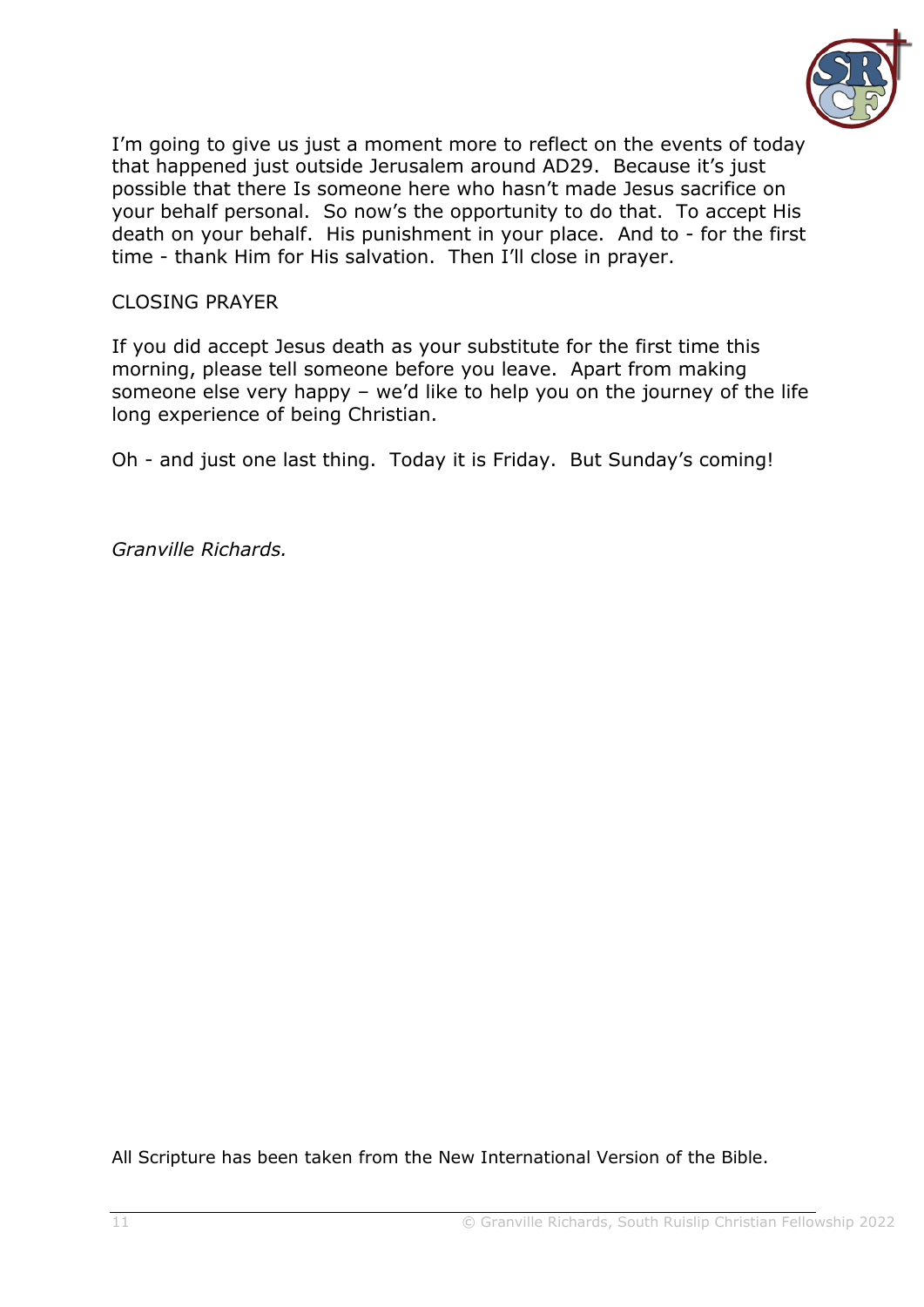I'm going to give us just a moment more to reflect on the events of today that happened just outside Jerusalem around AD29. Because it's just possible that there Is someone here who hasn't made Jesus sacrifice on your behalf personal. So now's the opportunity to do that. To accept His death on your behalf. His punishment in your place. And to - for the first time - thank Him for His salvation. Then I'll close in prayer.

CLOSING PRAYER

If you did accept Jesus death as your substitute for the first time this morning, please tell someone before you leave. Apart from making someone else very happy – we'd like to help you on the journey of the life long experience of being Christian.

Oh - and just one last thing. Today it is Friday. But Sunday's coming!

*Granville Richards.*

All Scripture has been taken from the New International Version of the Bible.